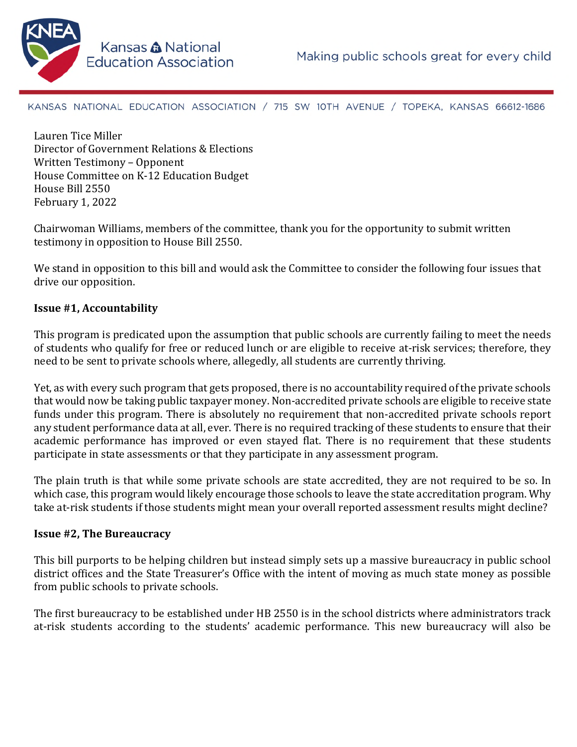Kansas National Education Association

Making public schools great for every child

KANSAS NATIONAL EDUCATION ASSOCIATION / 715 SW 10TH AVENUE / TOPEKA, KANSAS 66612-1686

Lauren Tice Miller
Director of Government Relations & Elections
Written Testimony – Opponent
House Committee on K-12 Education Budget
House Bill 2550
February 1, 2022

Chairwoman Williams, members of the committee, thank you for the opportunity to submit written testimony in opposition to House Bill 2550.

We stand in opposition to this bill and would ask the Committee to consider the following four issues that drive our opposition.

**Issue #1, Accountability**

This program is predicated upon the assumption that public schools are currently failing to meet the needs of students who qualify for free or reduced lunch or are eligible to receive at-risk services; therefore, they need to be sent to private schools where, allegedly, all students are currently thriving.

Yet, as with every such program that gets proposed, there is no accountability required of the private schools that would now be taking public taxpayer money. Non-accredited private schools are eligible to receive state funds under this program. There is absolutely no requirement that non-accredited private schools report any student performance data at all, ever. There is no required tracking of these students to ensure that their academic performance has improved or even stayed flat. There is no requirement that these students participate in state assessments or that they participate in any assessment program.

The plain truth is that while some private schools are state accredited, they are not required to be so. In which case, this program would likely encourage those schools to leave the state accreditation program. Why take at-risk students if those students might mean your overall reported assessment results might decline?

**Issue #2, The Bureaucracy**

This bill purports to be helping children but instead simply sets up a massive bureaucracy in public school district offices and the State Treasurer's Office with the intent of moving as much state money as possible from public schools to private schools.

The first bureaucracy to be established under HB 2550 is in the school districts where administrators track at-risk students according to the students' academic performance. This new bureaucracy will also be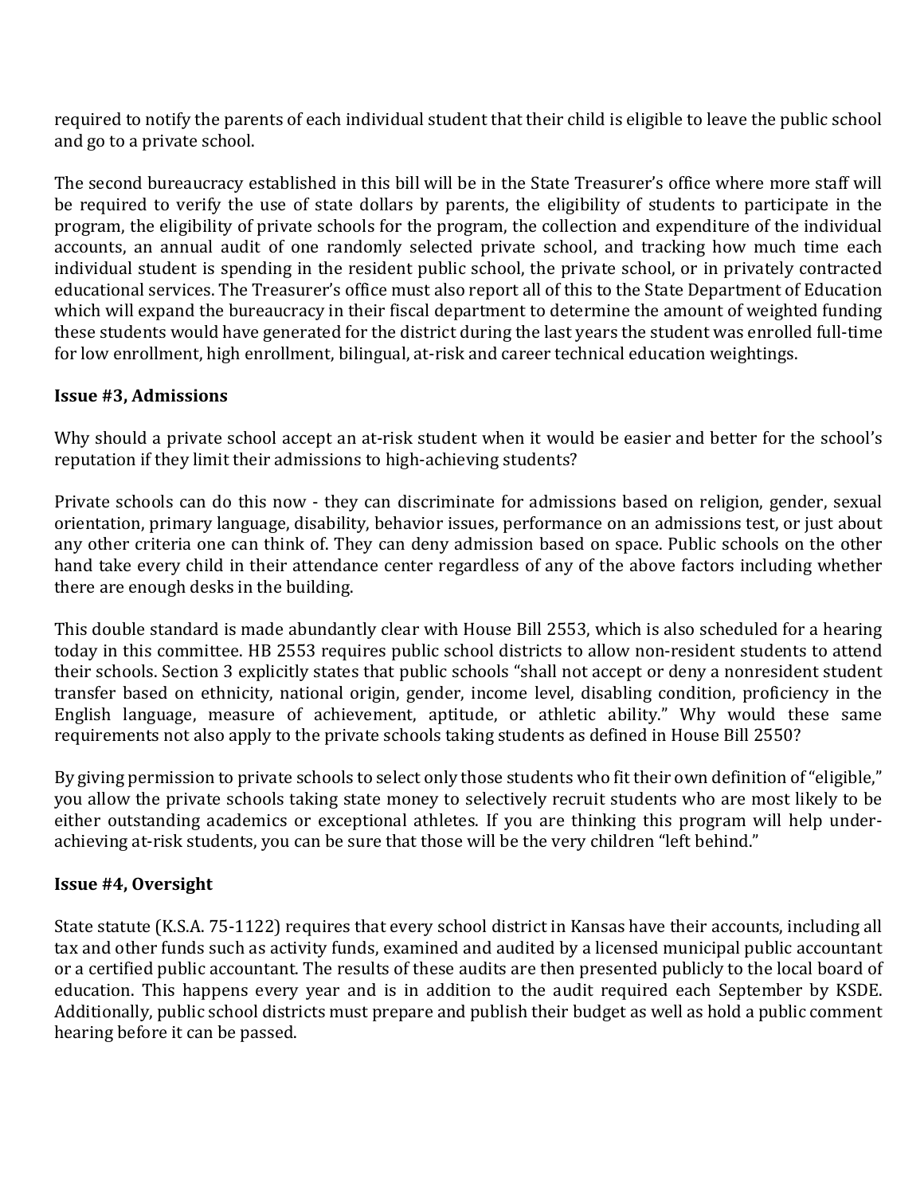required to notify the parents of each individual student that their child is eligible to leave the public school and go to a private school.

The second bureaucracy established in this bill will be in the State Treasurer's office where more staff will be required to verify the use of state dollars by parents, the eligibility of students to participate in the program, the eligibility of private schools for the program, the collection and expenditure of the individual accounts, an annual audit of one randomly selected private school, and tracking how much time each individual student is spending in the resident public school, the private school, or in privately contracted educational services. The Treasurer's office must also report all of this to the State Department of Education which will expand the bureaucracy in their fiscal department to determine the amount of weighted funding these students would have generated for the district during the last years the student was enrolled full-time for low enrollment, high enrollment, bilingual, at-risk and career technical education weightings.

**Issue #3, Admissions**

Why should a private school accept an at-risk student when it would be easier and better for the school's reputation if they limit their admissions to high-achieving students?

Private schools can do this now - they can discriminate for admissions based on religion, gender, sexual orientation, primary language, disability, behavior issues, performance on an admissions test, or just about any other criteria one can think of. They can deny admission based on space. Public schools on the other hand take every child in their attendance center regardless of any of the above factors including whether there are enough desks in the building.

This double standard is made abundantly clear with House Bill 2553, which is also scheduled for a hearing today in this committee. HB 2553 requires public school districts to allow non-resident students to attend their schools. Section 3 explicitly states that public schools "shall not accept or deny a nonresident student transfer based on ethnicity, national origin, gender, income level, disabling condition, proficiency in the English language, measure of achievement, aptitude, or athletic ability." Why would these same requirements not also apply to the private schools taking students as defined in House Bill 2550?

By giving permission to private schools to select only those students who fit their own definition of "eligible," you allow the private schools taking state money to selectively recruit students who are most likely to be either outstanding academics or exceptional athletes. If you are thinking this program will help under-achieving at-risk students, you can be sure that those will be the very children "left behind."

**Issue #4, Oversight**

State statute (K.S.A. 75-1122) requires that every school district in Kansas have their accounts, including all tax and other funds such as activity funds, examined and audited by a licensed municipal public accountant or a certified public accountant. The results of these audits are then presented publicly to the local board of education. This happens every year and is in addition to the audit required each September by KSDE. Additionally, public school districts must prepare and publish their budget as well as hold a public comment hearing before it can be passed.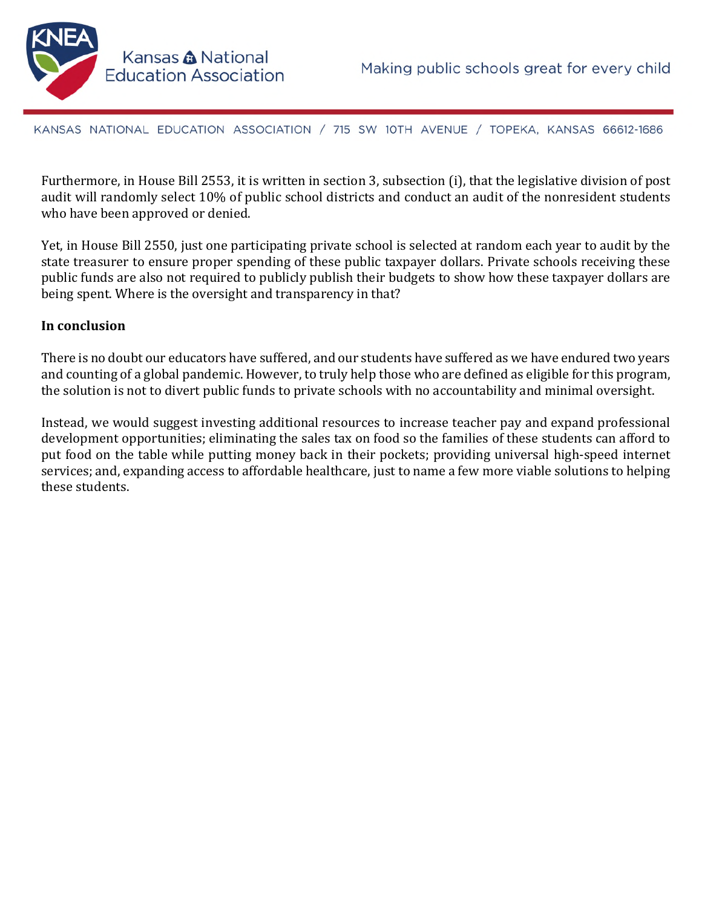Furthermore, in House Bill 2553, it is written in section 3, subsection (i), that the legislative division of post audit will randomly select 10% of public school districts and conduct an audit of the nonresident students who have been approved or denied.

Yet, in House Bill 2550, just one participating private school is selected at random each year to audit by the state treasurer to ensure proper spending of these public taxpayer dollars. Private schools receiving these public funds are also not required to publicly publish their budgets to show how these taxpayer dollars are being spent. Where is the oversight and transparency in that?

**In conclusion**

There is no doubt our educators have suffered, and our students have suffered as we have endured two years and counting of a global pandemic. However, to truly help those who are defined as eligible for this program, the solution is not to divert public funds to private schools with no accountability and minimal oversight.

Instead, we would suggest investing additional resources to increase teacher pay and expand professional development opportunities; eliminating the sales tax on food so the families of these students can afford to put food on the table while putting money back in their pockets; providing universal high-speed internet services; and, expanding access to affordable healthcare, just to name a few more viable solutions to helping these students.